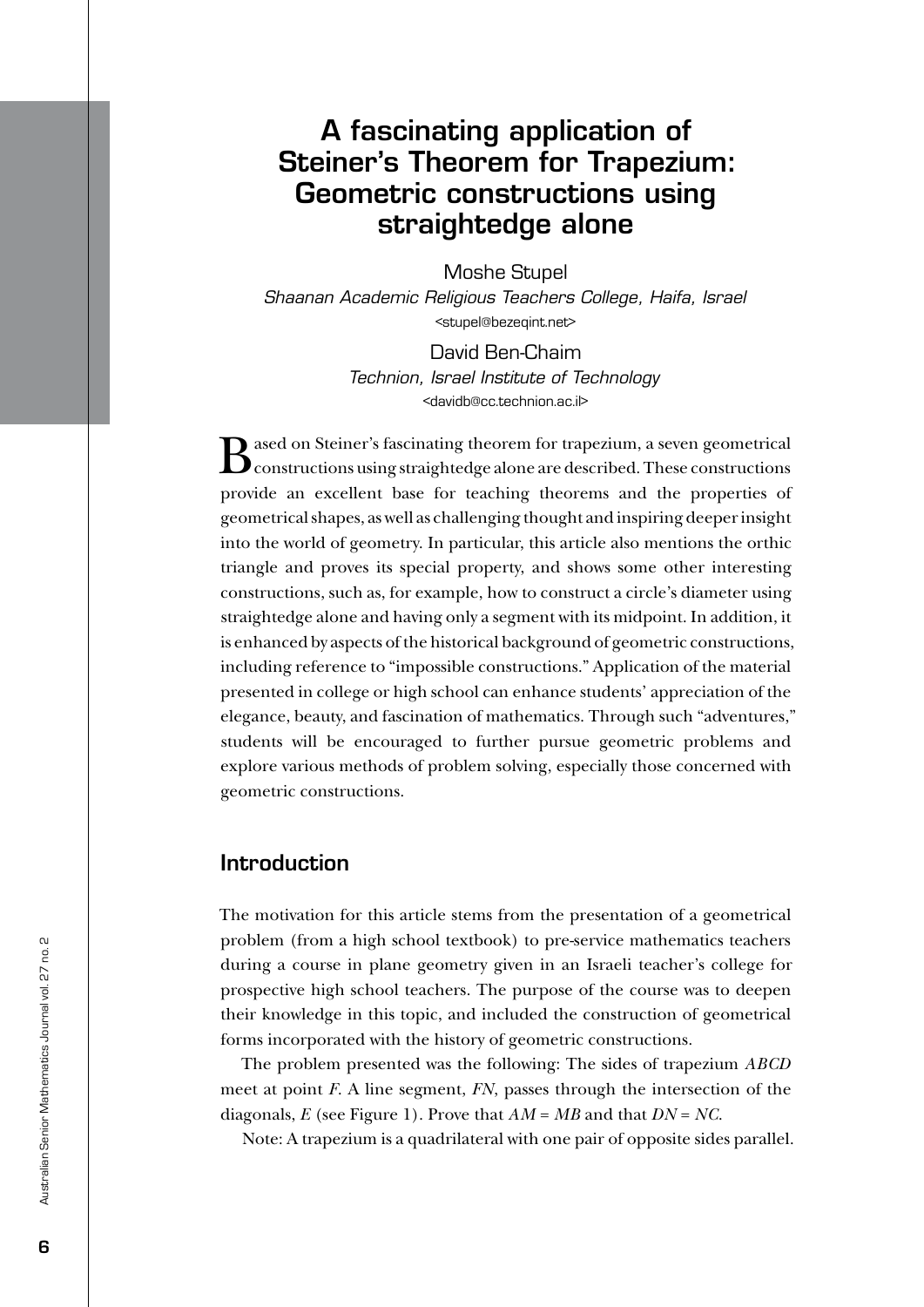# A fascinating application of Steiner's Theorem for Trapezium: Geometric constructions using straightedge alone

Moshe Stupel

*Shaanan Academic Religious Teachers College, Haifa, Israel*

<stupel@bezeqint.net>

David Ben-Chaim

*Technion, Israel Institute of Technology*

<davidb@cc.technion.ac.il>

Based on Steiner's fascinating theorem for trapezium, a seven geometrical constructions using straightedge alone are described. These constructions provide an excellent base for teaching theorems and the properties of geometrical shapes, as well as challenging thought and inspiring deeper insight into the world of geometry. In particular, this article also mentions the orthic triangle and proves its special property, and shows some other interesting constructions, such as, for example, how to construct a circle's diameter using straightedge alone and having only a segment with its midpoint. In addition, it is enhanced by aspects of the historical background of geometric constructions, including reference to "impossible constructions." Application of the material presented in college or high school can enhance students' appreciation of the elegance, beauty, and fascination of mathematics. Through such "adventures," students will be encouraged to further pursue geometric problems and explore various methods of problem solving, especially those concerned with geometric constructions.

## Introduction

The motivation for this article stems from the presentation of a geometrical problem (from a high school textbook) to pre-service mathematics teachers during a course in plane geometry given in an Israeli teacher's college for prospective high school teachers. The purpose of the course was to deepen their knowledge in this topic, and included the construction of geometrical forms incorporated with the history of geometric constructions.

The problem presented was the following: The sides of trapezium $ABCD$ meet at point $F$. A line segment, $FN$, passes through the intersection of the diagonals, $E$ (see Figure 1). Prove that $AM = MB$ and that $DN = NC$.

Note: A trapezium is a quadrilateral with one pair of opposite sides parallel.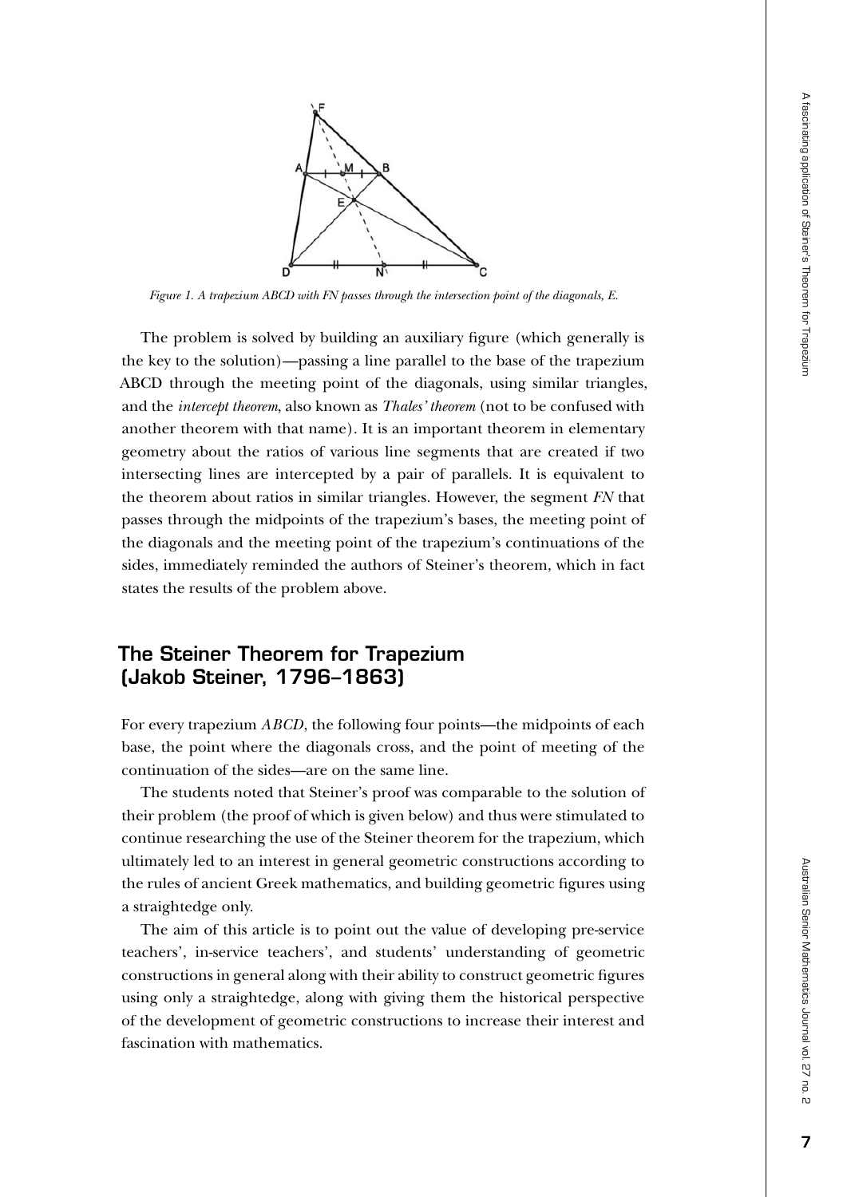*Figure 1. A trapezium ABCD with FN passes through the intersection point of the diagonals, E.*

The problem is solved by building an auxiliary figure (which generally is the key to the solution)—passing a line parallel to the base of the trapezium ABCD through the meeting point of the diagonals, using similar triangles, and the *intercept theorem*, also known as *Thales' theorem* (not to be confused with another theorem with that name). It is an important theorem in elementary geometry about the ratios of various line segments that are created if two intersecting lines are intercepted by a pair of parallels. It is equivalent to the theorem about ratios in similar triangles. However, the segment *FN* that passes through the midpoints of the trapezium's bases, the meeting point of the diagonals and the meeting point of the trapezium's continuations of the sides, immediately reminded the authors of Steiner's theorem, which in fact states the results of the problem above.

## The Steiner Theorem for Trapezium (Jakob Steiner, 1796–1863)

For every trapezium *ABCD*, the following four points—the midpoints of each base, the point where the diagonals cross, and the point of meeting of the continuation of the sides—are on the same line.

The students noted that Steiner's proof was comparable to the solution of their problem (the proof of which is given below) and thus were stimulated to continue researching the use of the Steiner theorem for the trapezium, which ultimately led to an interest in general geometric constructions according to the rules of ancient Greek mathematics, and building geometric figures using a straightedge only.

The aim of this article is to point out the value of developing pre-service teachers', in-service teachers', and students' understanding of geometric constructions in general along with their ability to construct geometric figures using only a straightedge, along with giving them the historical perspective of the development of geometric constructions to increase their interest and fascination with mathematics.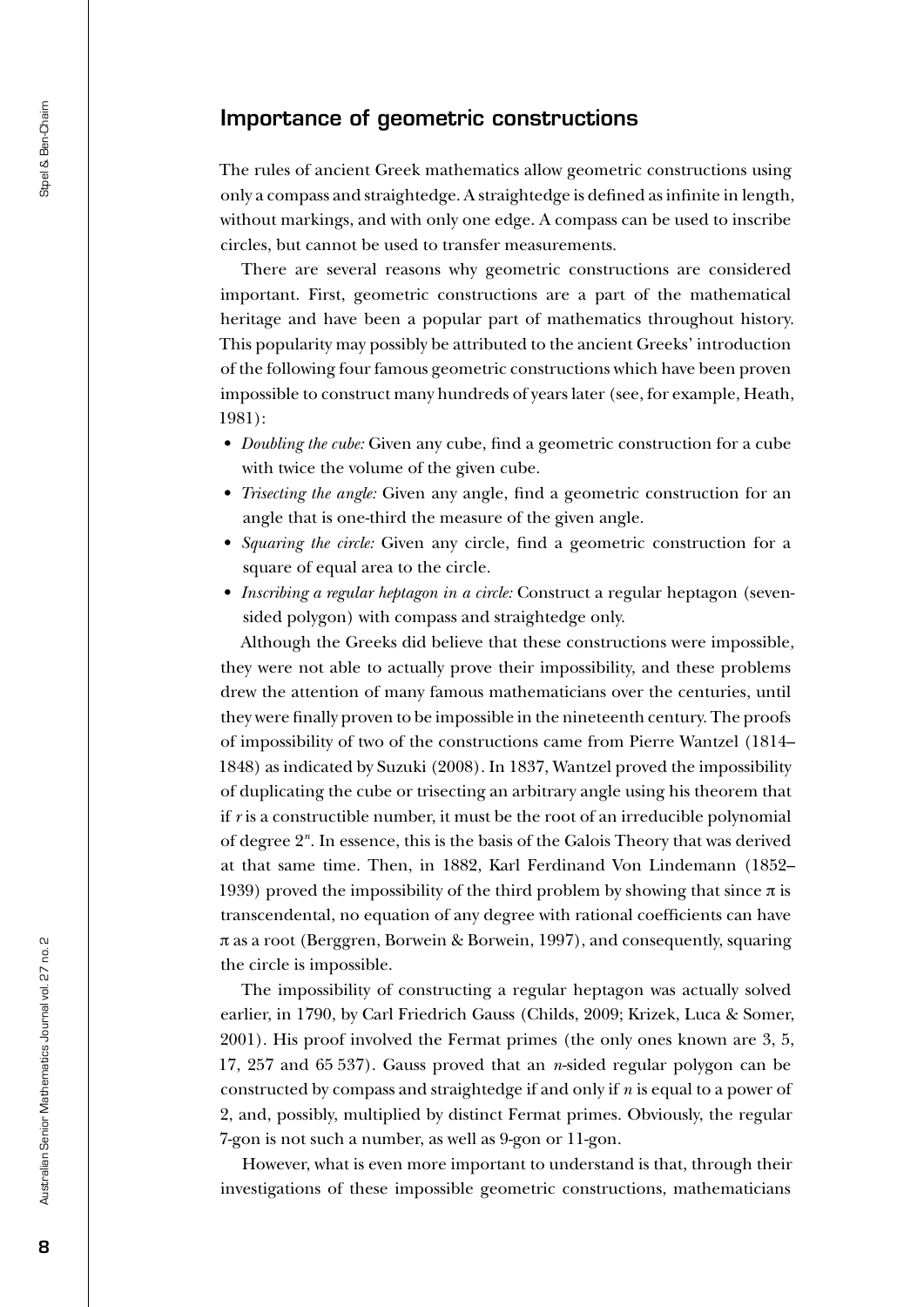## Importance of geometric constructions

The rules of ancient Greek mathematics allow geometric constructions using only a compass and straightedge. A straightedge is defined as infinite in length, without markings, and with only one edge. A compass can be used to inscribe circles, but cannot be used to transfer measurements.

There are several reasons why geometric constructions are considered important. First, geometric constructions are a part of the mathematical heritage and have been a popular part of mathematics throughout history. This popularity may possibly be attributed to the ancient Greeks' introduction of the following four famous geometric constructions which have been proven impossible to construct many hundreds of years later (see, for example, Heath, 1981):

- *Doubling the cube:* Given any cube, find a geometric construction for a cube with twice the volume of the given cube.
- *Trisecting the angle:* Given any angle, find a geometric construction for an angle that is one-third the measure of the given angle.
- *Squaring the circle:* Given any circle, find a geometric construction for a square of equal area to the circle.
- *Inscribing a regular heptagon in a circle:* Construct a regular heptagon (seven-sided polygon) with compass and straightedge only.

Although the Greeks did believe that these constructions were impossible, they were not able to actually prove their impossibility, and these problems drew the attention of many famous mathematicians over the centuries, until they were finally proven to be impossible in the nineteenth century. The proofs of impossibility of two of the constructions came from Pierre Wantzel (1814–1848) as indicated by Suzuki (2008). In 1837, Wantzel proved the impossibility of duplicating the cube or trisecting an arbitrary angle using his theorem that if $r$ is a constructible number, it must be the root of an irreducible polynomial of degree $2^n$. In essence, this is the basis of the Galois Theory that was derived at that same time. Then, in 1882, Karl Ferdinand Von Lindemann (1852–1939) proved the impossibility of the third problem by showing that since $\pi$ is transcendental, no equation of any degree with rational coefficients can have $\pi$ as a root (Berggren, Borwein & Borwein, 1997), and consequently, squaring the circle is impossible.

The impossibility of constructing a regular heptagon was actually solved earlier, in 1790, by Carl Friedrich Gauss (Childs, 2009; Krizek, Luca & Somer, 2001). His proof involved the Fermat primes (the only ones known are 3, 5, 17, 257 and 65 537). Gauss proved that an $n$-sided regular polygon can be constructed by compass and straightedge if and only if $n$ is equal to a power of 2, and, possibly, multiplied by distinct Fermat primes. Obviously, the regular 7-gon is not such a number, as well as 9-gon or 11-gon.

However, what is even more important to understand is that, through their investigations of these impossible geometric constructions, mathematicians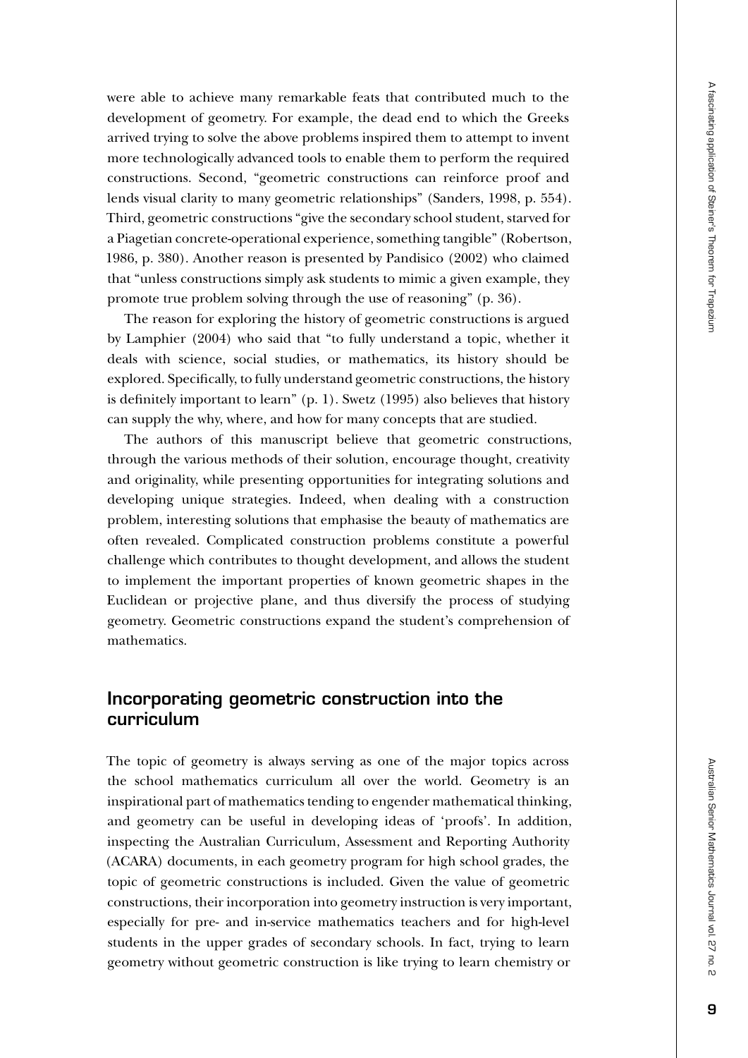were able to achieve many remarkable feats that contributed much to the development of geometry. For example, the dead end to which the Greeks arrived trying to solve the above problems inspired them to attempt to invent more technologically advanced tools to enable them to perform the required constructions. Second, "geometric constructions can reinforce proof and lends visual clarity to many geometric relationships" (Sanders, 1998, p. 554). Third, geometric constructions "give the secondary school student, starved for a Piagetian concrete-operational experience, something tangible" (Robertson, 1986, p. 380). Another reason is presented by Pandisico (2002) who claimed that "unless constructions simply ask students to mimic a given example, they promote true problem solving through the use of reasoning" (p. 36).

The reason for exploring the history of geometric constructions is argued by Lamphier (2004) who said that "to fully understand a topic, whether it deals with science, social studies, or mathematics, its history should be explored. Specifically, to fully understand geometric constructions, the history is definitely important to learn" (p. 1). Swetz (1995) also believes that history can supply the why, where, and how for many concepts that are studied.

The authors of this manuscript believe that geometric constructions, through the various methods of their solution, encourage thought, creativity and originality, while presenting opportunities for integrating solutions and developing unique strategies. Indeed, when dealing with a construction problem, interesting solutions that emphasise the beauty of mathematics are often revealed. Complicated construction problems constitute a powerful challenge which contributes to thought development, and allows the student to implement the important properties of known geometric shapes in the Euclidean or projective plane, and thus diversify the process of studying geometry. Geometric constructions expand the student's comprehension of mathematics.

## Incorporating geometric construction into the curriculum

The topic of geometry is always serving as one of the major topics across the school mathematics curriculum all over the world. Geometry is an inspirational part of mathematics tending to engender mathematical thinking, and geometry can be useful in developing ideas of 'proofs'. In addition, inspecting the Australian Curriculum, Assessment and Reporting Authority (ACARA) documents, in each geometry program for high school grades, the topic of geometric constructions is included. Given the value of geometric constructions, their incorporation into geometry instruction is very important, especially for pre- and in-service mathematics teachers and for high-level students in the upper grades of secondary schools. In fact, trying to learn geometry without geometric construction is like trying to learn chemistry or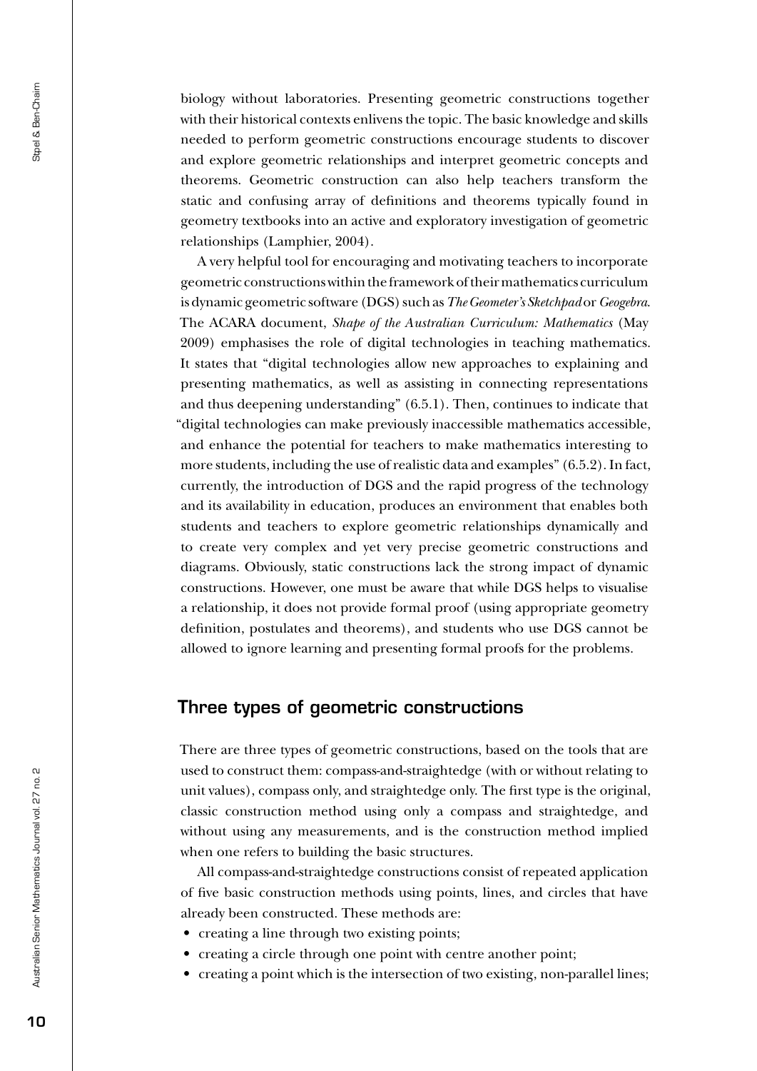biology without laboratories. Presenting geometric constructions together with their historical contexts enlivens the topic. The basic knowledge and skills needed to perform geometric constructions encourage students to discover and explore geometric relationships and interpret geometric concepts and theorems. Geometric construction can also help teachers transform the static and confusing array of definitions and theorems typically found in geometry textbooks into an active and exploratory investigation of geometric relationships (Lamphier, 2004).

A very helpful tool for encouraging and motivating teachers to incorporate geometric constructions within the framework of their mathematics curriculum is dynamic geometric software (DGS) such as *The Geometer's Sketchpad* or *Geogebra*. The ACARA document, *Shape of the Australian Curriculum: Mathematics* (May 2009) emphasises the role of digital technologies in teaching mathematics. It states that "digital technologies allow new approaches to explaining and presenting mathematics, as well as assisting in connecting representations and thus deepening understanding" (6.5.1). Then, continues to indicate that "digital technologies can make previously inaccessible mathematics accessible, and enhance the potential for teachers to make mathematics interesting to more students, including the use of realistic data and examples" (6.5.2). In fact, currently, the introduction of DGS and the rapid progress of the technology and its availability in education, produces an environment that enables both students and teachers to explore geometric relationships dynamically and to create very complex and yet very precise geometric constructions and diagrams. Obviously, static constructions lack the strong impact of dynamic constructions. However, one must be aware that while DGS helps to visualise a relationship, it does not provide formal proof (using appropriate geometry definition, postulates and theorems), and students who use DGS cannot be allowed to ignore learning and presenting formal proofs for the problems.

## Three types of geometric constructions

There are three types of geometric constructions, based on the tools that are used to construct them: compass-and-straightedge (with or without relating to unit values), compass only, and straightedge only. The first type is the original, classic construction method using only a compass and straightedge, and without using any measurements, and is the construction method implied when one refers to building the basic structures.

All compass-and-straightedge constructions consist of repeated application of five basic construction methods using points, lines, and circles that have already been constructed. These methods are:

- creating a line through two existing points;
- creating a circle through one point with centre another point;
- creating a point which is the intersection of two existing, non-parallel lines;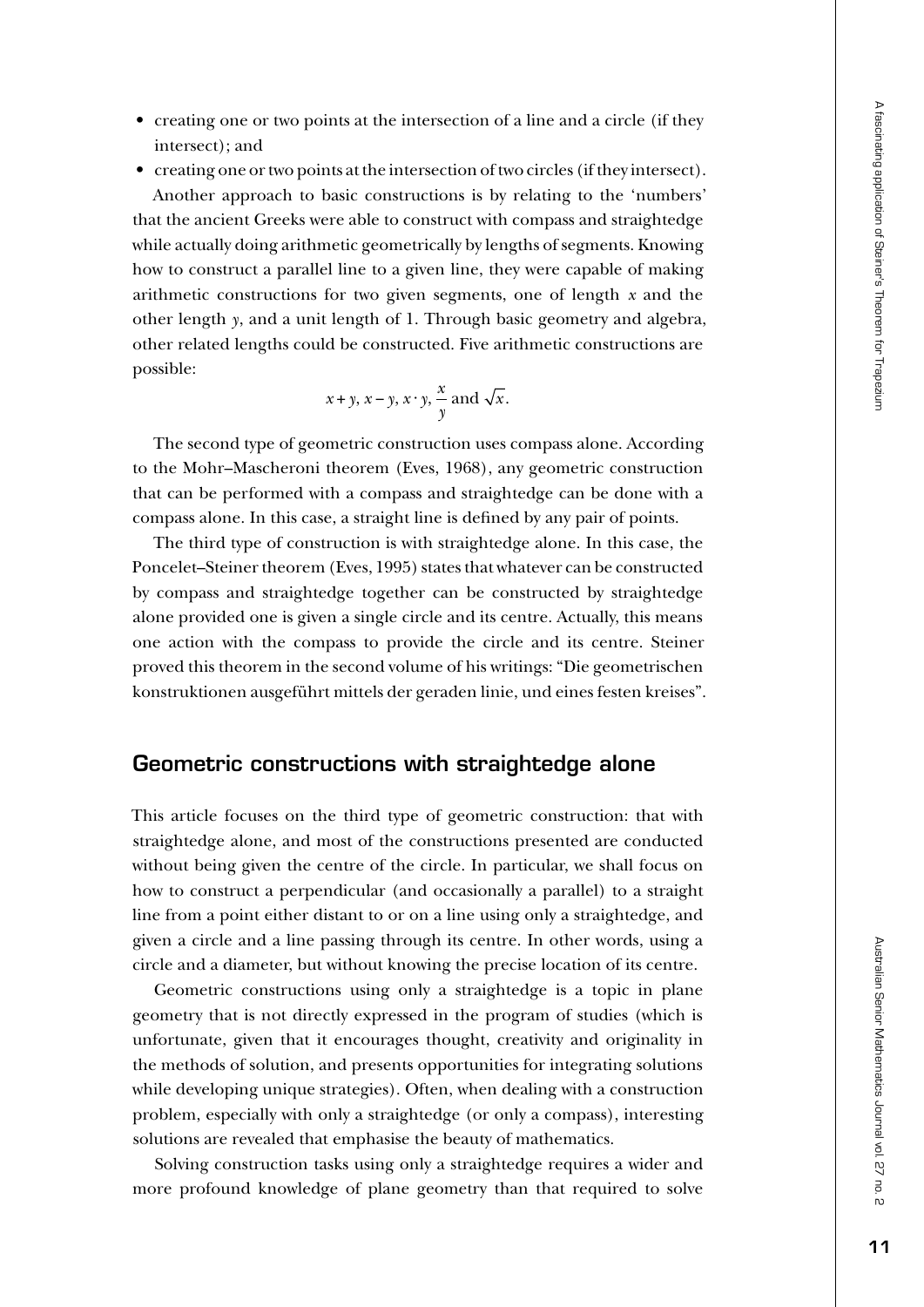- creating one or two points at the intersection of a line and a circle (if they intersect); and
- creating one or two points at the intersection of two circles (if they intersect).

Another approach to basic constructions is by relating to the 'numbers' that the ancient Greeks were able to construct with compass and straightedge while actually doing arithmetic geometrically by lengths of segments. Knowing how to construct a parallel line to a given line, they were capable of making arithmetic constructions for two given segments, one of length $x$ and the other length $y$, and a unit length of 1. Through basic geometry and algebra, other related lengths could be constructed. Five arithmetic constructions are possible:

$$x + y,\ x - y,\ x \cdot y,\ \frac{x}{y} \text{ and } \sqrt{x}.$$

The second type of geometric construction uses compass alone. According to the Mohr–Mascheroni theorem (Eves, 1968), any geometric construction that can be performed with a compass and straightedge can be done with a compass alone. In this case, a straight line is defined by any pair of points.

The third type of construction is with straightedge alone. In this case, the Poncelet–Steiner theorem (Eves, 1995) states that whatever can be constructed by compass and straightedge together can be constructed by straightedge alone provided one is given a single circle and its centre. Actually, this means one action with the compass to provide the circle and its centre. Steiner proved this theorem in the second volume of his writings: "Die geometrischen konstruktionen ausgeführt mittels der geraden linie, und eines festen kreises".

## Geometric constructions with straightedge alone

This article focuses on the third type of geometric construction: that with straightedge alone, and most of the constructions presented are conducted without being given the centre of the circle. In particular, we shall focus on how to construct a perpendicular (and occasionally a parallel) to a straight line from a point either distant to or on a line using only a straightedge, and given a circle and a line passing through its centre. In other words, using a circle and a diameter, but without knowing the precise location of its centre.

Geometric constructions using only a straightedge is a topic in plane geometry that is not directly expressed in the program of studies (which is unfortunate, given that it encourages thought, creativity and originality in the methods of solution, and presents opportunities for integrating solutions while developing unique strategies). Often, when dealing with a construction problem, especially with only a straightedge (or only a compass), interesting solutions are revealed that emphasise the beauty of mathematics.

Solving construction tasks using only a straightedge requires a wider and more profound knowledge of plane geometry than that required to solve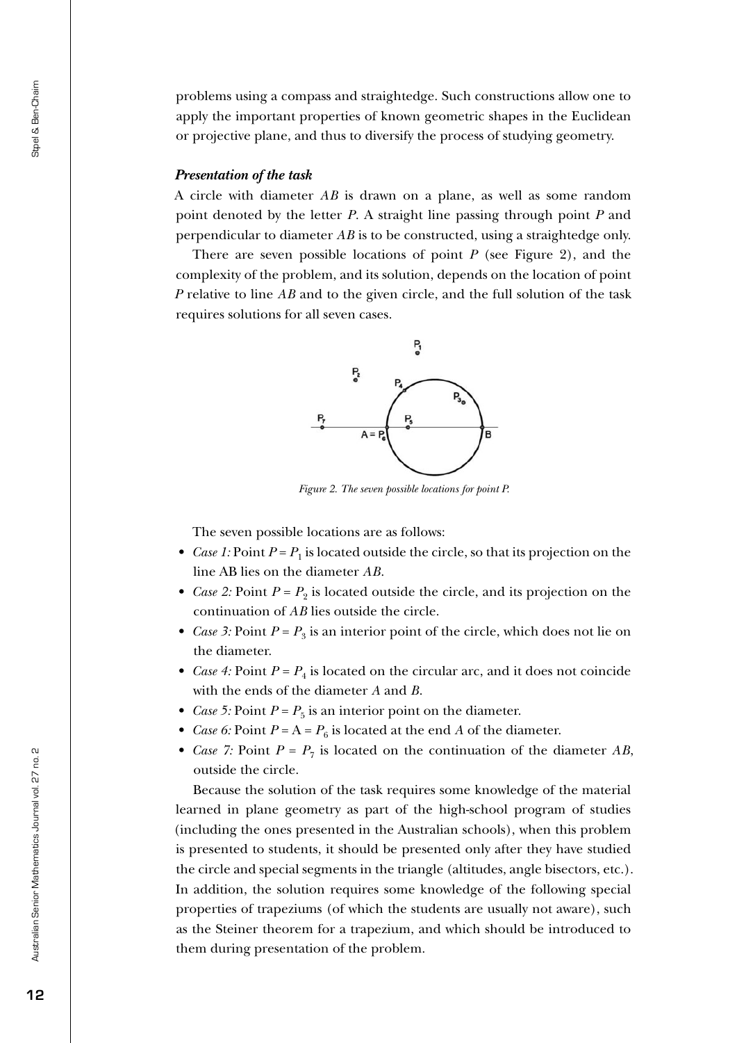problems using a compass and straightedge. Such constructions allow one to apply the important properties of known geometric shapes in the Euclidean or projective plane, and thus to diversify the process of studying geometry.

### *Presentation of the task*

A circle with diameter $AB$ is drawn on a plane, as well as some random point denoted by the letter $P$. A straight line passing through point $P$ and perpendicular to diameter $AB$ is to be constructed, using a straightedge only.

There are seven possible locations of point $P$ (see Figure 2), and the complexity of the problem, and its solution, depends on the location of point $P$ relative to line $AB$ and to the given circle, and the full solution of the task requires solutions for all seven cases.

*Figure 2. The seven possible locations for point P.*

The seven possible locations are as follows:

- *Case 1:* Point $P = P_1$ is located outside the circle, so that its projection on the line AB lies on the diameter $AB$.
- *Case 2:* Point $P = P_2$ is located outside the circle, and its projection on the continuation of $AB$ lies outside the circle.
- *Case 3:* Point $P = P_3$ is an interior point of the circle, which does not lie on the diameter.
- *Case 4:* Point $P = P_4$ is located on the circular arc, and it does not coincide with the ends of the diameter $A$ and $B$.
- *Case 5:* Point $P = P_5$ is an interior point on the diameter.
- *Case 6:* Point $P = A = P_6$ is located at the end $A$ of the diameter.
- *Case 7:* Point $P = P_7$ is located on the continuation of the diameter $AB$, outside the circle.

Because the solution of the task requires some knowledge of the material learned in plane geometry as part of the high-school program of studies (including the ones presented in the Australian schools), when this problem is presented to students, it should be presented only after they have studied the circle and special segments in the triangle (altitudes, angle bisectors, etc.). In addition, the solution requires some knowledge of the following special properties of trapeziums (of which the students are usually not aware), such as the Steiner theorem for a trapezium, and which should be introduced to them during presentation of the problem.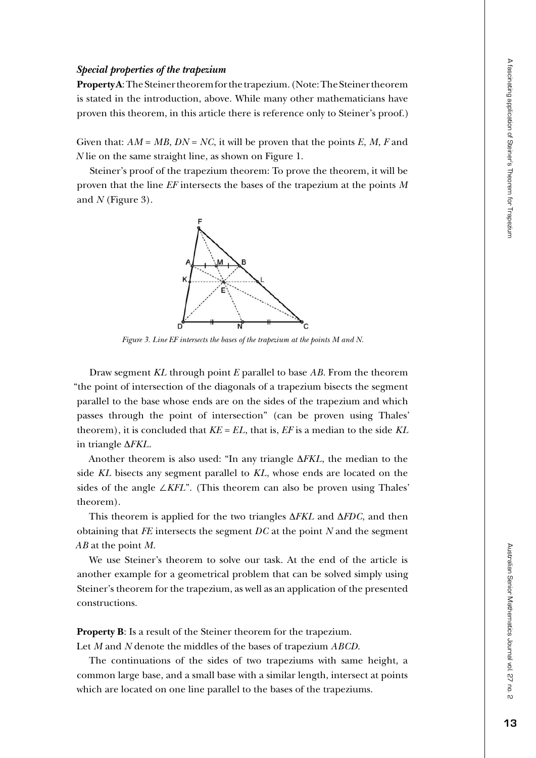### *Special properties of the trapezium*

**Property A**: The Steiner theorem for the trapezium. (Note: The Steiner theorem is stated in the introduction, above. While many other mathematicians have proven this theorem, in this article there is reference only to Steiner's proof.)

Given that: $AM = MB$, $DN = NC$, it will be proven that the points $E$, $M$, $F$ and $N$ lie on the same straight line, as shown on Figure 1.

Steiner's proof of the trapezium theorem: To prove the theorem, it will be proven that the line $EF$ intersects the bases of the trapezium at the points $M$ and $N$ (Figure 3).

*Figure 3. Line EF intersects the bases of the trapezium at the points M and N.*

Draw segment $KL$ through point $E$ parallel to base $AB$. From the theorem "the point of intersection of the diagonals of a trapezium bisects the segment parallel to the base whose ends are on the sides of the trapezium and which passes through the point of intersection" (can be proven using Thales' theorem), it is concluded that $KE = EL$, that is, $EF$ is a median to the side $KL$ in triangle $\Delta FKL$.

Another theorem is also used: "In any triangle $\Delta FKL$, the median to the side $KL$ bisects any segment parallel to $KL$, whose ends are located on the sides of the angle $\angle KFL$". (This theorem can also be proven using Thales' theorem).

This theorem is applied for the two triangles $\Delta FKL$ and $\Delta FDC$, and then obtaining that $FE$ intersects the segment $DC$ at the point $N$ and the segment $AB$ at the point $M$.

We use Steiner's theorem to solve our task. At the end of the article is another example for a geometrical problem that can be solved simply using Steiner's theorem for the trapezium, as well as an application of the presented constructions.

**Property B**: Is a result of the Steiner theorem for the trapezium.

Let $M$ and $N$ denote the middles of the bases of trapezium $ABCD$.

The continuations of the sides of two trapeziums with same height, a common large base, and a small base with a similar length, intersect at points which are located on one line parallel to the bases of the trapeziums.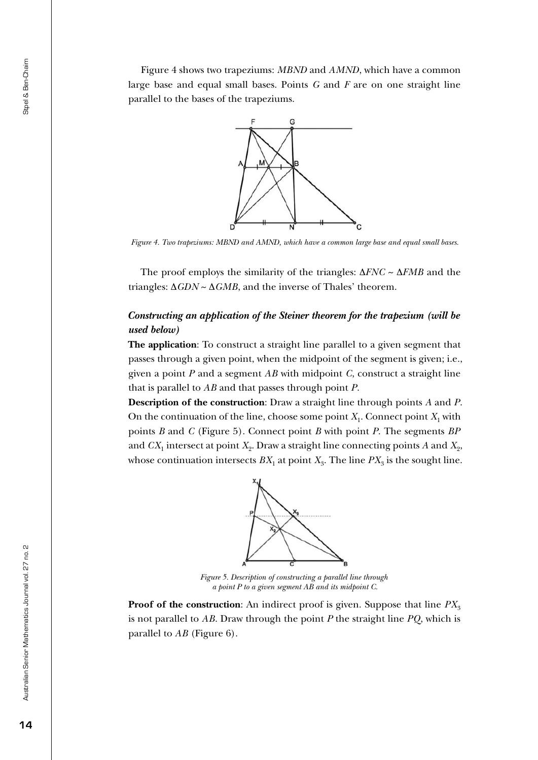Figure 4 shows two trapeziums: *MBND* and *AMND*, which have a common large base and equal small bases. Points *G* and *F* are on one straight line parallel to the bases of the trapeziums.

*Figure 4. Two trapeziums: MBND and AMND, which have a common large base and equal small bases.*

The proof employs the similarity of the triangles: $\Delta FNC \sim \Delta FMB$ and the triangles: $\Delta GDN \sim \Delta GMB$, and the inverse of Thales' theorem.

### *Constructing an application of the Steiner theorem for the trapezium (will be used below)*

**The application**: To construct a straight line parallel to a given segment that passes through a given point, when the midpoint of the segment is given; i.e., given a point *P* and a segment *AB* with midpoint *C*, construct a straight line that is parallel to *AB* and that passes through point *P*.

**Description of the construction**: Draw a straight line through points *A* and *P*. On the continuation of the line, choose some point $X_1$. Connect point $X_1$ with points *B* and *C* (Figure 5). Connect point *B* with point *P*. The segments *BP* and $CX_1$ intersect at point $X_2$. Draw a straight line connecting points *A* and $X_2$, whose continuation intersects $BX_1$ at point $X_3$. The line $PX_3$ is the sought line.

*Figure 5. Description of constructing a parallel line through a point P to a given segment AB and its midpoint C.*

**Proof of the construction**: An indirect proof is given. Suppose that line $PX_3$ is not parallel to *AB*. Draw through the point *P* the straight line *PQ*, which is parallel to *AB* (Figure 6).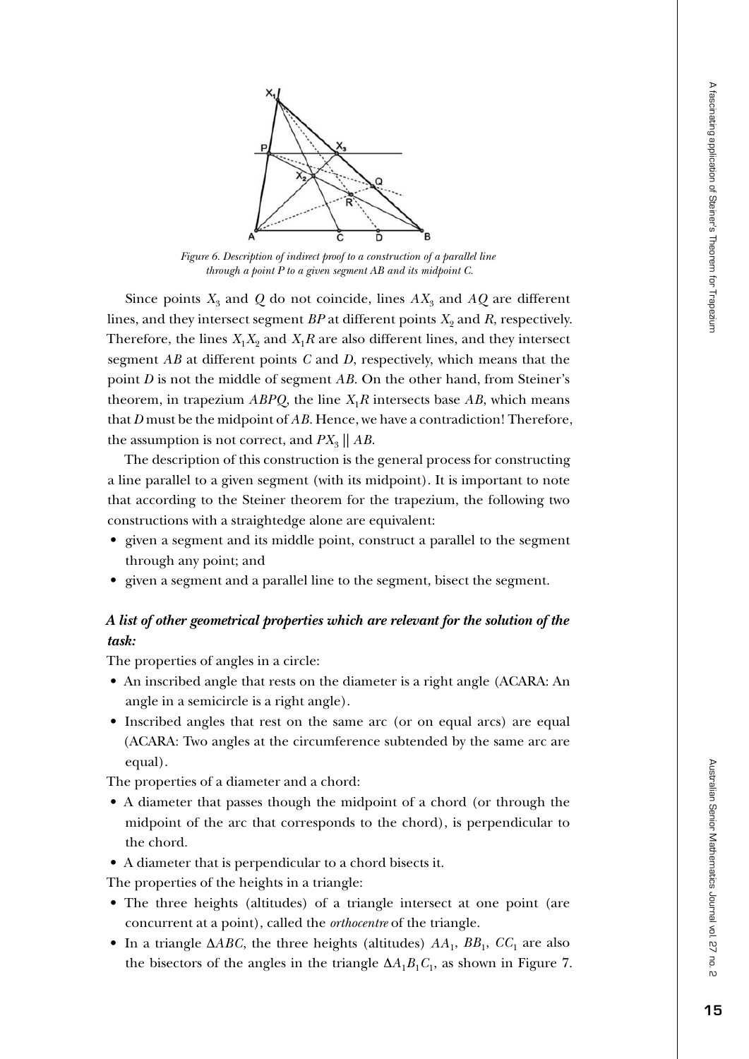*Figure 6. Description of indirect proof to a construction of a parallel line through a point P to a given segment AB and its midpoint C.*

Since points $X_3$ and $Q$ do not coincide, lines $AX_3$ and $AQ$ are different lines, and they intersect segment $BP$ at different points $X_2$ and $R$, respectively. Therefore, the lines $X_1X_2$ and $X_1R$ are also different lines, and they intersect segment $AB$ at different points $C$ and $D$, respectively, which means that the point $D$ is not the middle of segment $AB$. On the other hand, from Steiner's theorem, in trapezium $ABPQ$, the line $X_1R$ intersects base $AB$, which means that $D$ must be the midpoint of $AB$. Hence, we have a contradiction! Therefore, the assumption is not correct, and $PX_3 \parallel AB$.

The description of this construction is the general process for constructing a line parallel to a given segment (with its midpoint). It is important to note that according to the Steiner theorem for the trapezium, the following two constructions with a straightedge alone are equivalent:

- given a segment and its middle point, construct a parallel to the segment through any point; and
- given a segment and a parallel line to the segment, bisect the segment.

### *A list of other geometrical properties which are relevant for the solution of the task:*

The properties of angles in a circle:

- An inscribed angle that rests on the diameter is a right angle (ACARA: An angle in a semicircle is a right angle).
- Inscribed angles that rest on the same arc (or on equal arcs) are equal (ACARA: Two angles at the circumference subtended by the same arc are equal).

The properties of a diameter and a chord:

- A diameter that passes though the midpoint of a chord (or through the midpoint of the arc that corresponds to the chord), is perpendicular to the chord.
- A diameter that is perpendicular to a chord bisects it.

The properties of the heights in a triangle:

- The three heights (altitudes) of a triangle intersect at one point (are concurrent at a point), called the *orthocentre* of the triangle.
- In a triangle $\Delta ABC$, the three heights (altitudes) $AA_1$, $BB_1$, $CC_1$ are also the bisectors of the angles in the triangle $\Delta A_1B_1C_1$, as shown in Figure 7.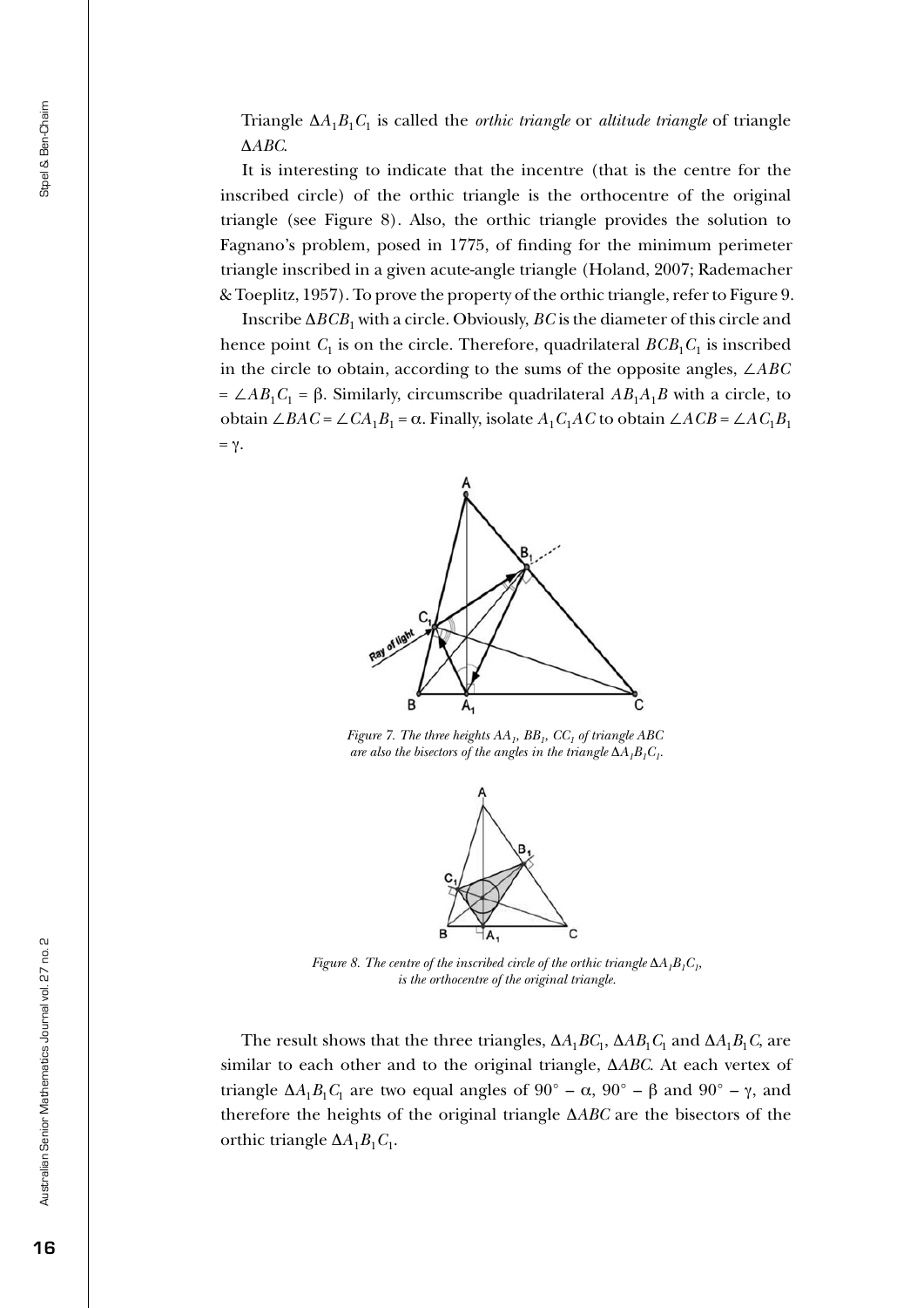Triangle $\Delta A_1B_1C_1$ is called the *orthic triangle* or *altitude triangle* of triangle $\Delta ABC$.

It is interesting to indicate that the incentre (that is the centre for the inscribed circle) of the orthic triangle is the orthocentre of the original triangle (see Figure 8). Also, the orthic triangle provides the solution to Fagnano's problem, posed in 1775, of finding for the minimum perimeter triangle inscribed in a given acute-angle triangle (Holand, 2007; Rademacher & Toeplitz, 1957). To prove the property of the orthic triangle, refer to Figure 9.

Inscribe $\Delta BCB_1$ with a circle. Obviously, $BC$ is the diameter of this circle and hence point $C_1$ is on the circle. Therefore, quadrilateral $BCB_1C_1$ is inscribed in the circle to obtain, according to the sums of the opposite angles, $\angle ABC = \angle AB_1C_1 = \beta$. Similarly, circumscribe quadrilateral $AB_1A_1B$ with a circle, to obtain $\angle BAC = \angle CA_1B_1 = \alpha$. Finally, isolate $A_1C_1AC$ to obtain $\angle ACB = \angle AC_1B_1 = \gamma$.

*Figure 7. The three heights $AA_1$, $BB_1$, $CC_1$ of triangle ABC are also the bisectors of the angles in the triangle $\Delta A_1B_1C_1$.*

*Figure 8. The centre of the inscribed circle of the orthic triangle $\Delta A_1B_1C_1$, is the orthocentre of the original triangle.*

The result shows that the three triangles, $\Delta A_1BC_1$, $\Delta AB_1C_1$ and $\Delta A_1B_1C$, are similar to each other and to the original triangle, $\Delta ABC$. At each vertex of triangle $\Delta A_1B_1C_1$ are two equal angles of $90^\circ - \alpha$, $90^\circ - \beta$ and $90^\circ - \gamma$, and therefore the heights of the original triangle $\Delta ABC$ are the bisectors of the orthic triangle $\Delta A_1B_1C_1$.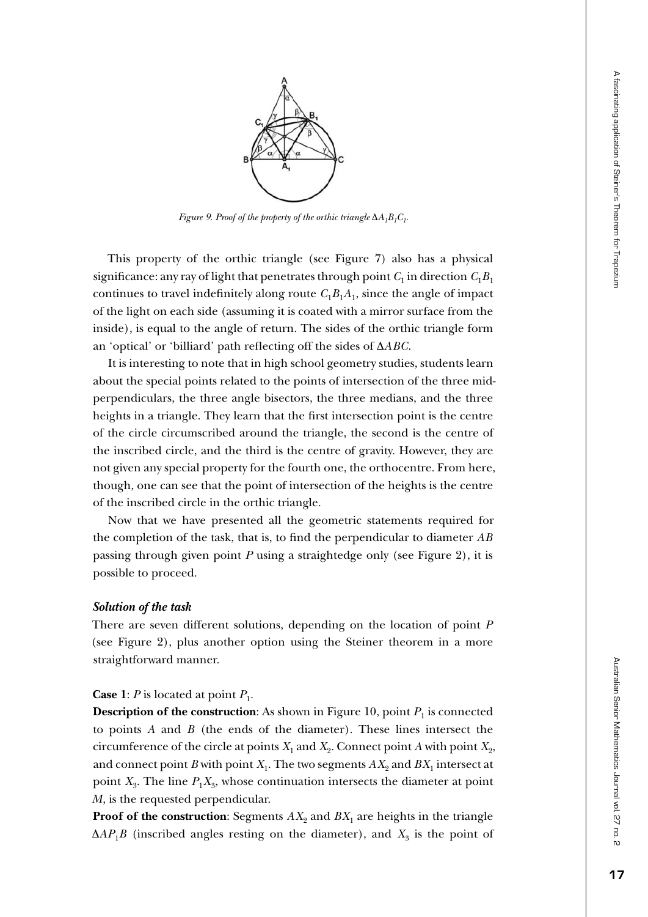*Figure 9. Proof of the property of the orthic triangle $\Delta A_1B_1C_1$.*

This property of the orthic triangle (see Figure 7) also has a physical significance: any ray of light that penetrates through point $C_1$ in direction $C_1B_1$ continues to travel indefinitely along route $C_1B_1A_1$, since the angle of impact of the light on each side (assuming it is coated with a mirror surface from the inside), is equal to the angle of return. The sides of the orthic triangle form an 'optical' or 'billiard' path reflecting off the sides of $\Delta ABC$.

It is interesting to note that in high school geometry studies, students learn about the special points related to the points of intersection of the three mid-perpendiculars, the three angle bisectors, the three medians, and the three heights in a triangle. They learn that the first intersection point is the centre of the circle circumscribed around the triangle, the second is the centre of the inscribed circle, and the third is the centre of gravity. However, they are not given any special property for the fourth one, the orthocentre. From here, though, one can see that the point of intersection of the heights is the centre of the inscribed circle in the orthic triangle.

Now that we have presented all the geometric statements required for the completion of the task, that is, to find the perpendicular to diameter $AB$ passing through given point $P$ using a straightedge only (see Figure 2), it is possible to proceed.

### *Solution of the task*

There are seven different solutions, depending on the location of point $P$ (see Figure 2), plus another option using the Steiner theorem in a more straightforward manner.

**Case 1**: $P$ is located at point $P_1$.

**Description of the construction**: As shown in Figure 10, point $P_1$ is connected to points $A$ and $B$ (the ends of the diameter). These lines intersect the circumference of the circle at points $X_1$ and $X_2$. Connect point $A$ with point $X_2$, and connect point $B$ with point $X_1$. The two segments $AX_2$ and $BX_1$ intersect at point $X_3$. The line $P_1X_3$, whose continuation intersects the diameter at point $M$, is the requested perpendicular.

**Proof of the construction**: Segments $AX_2$ and $BX_1$ are heights in the triangle $\Delta AP_1B$ (inscribed angles resting on the diameter), and $X_3$ is the point of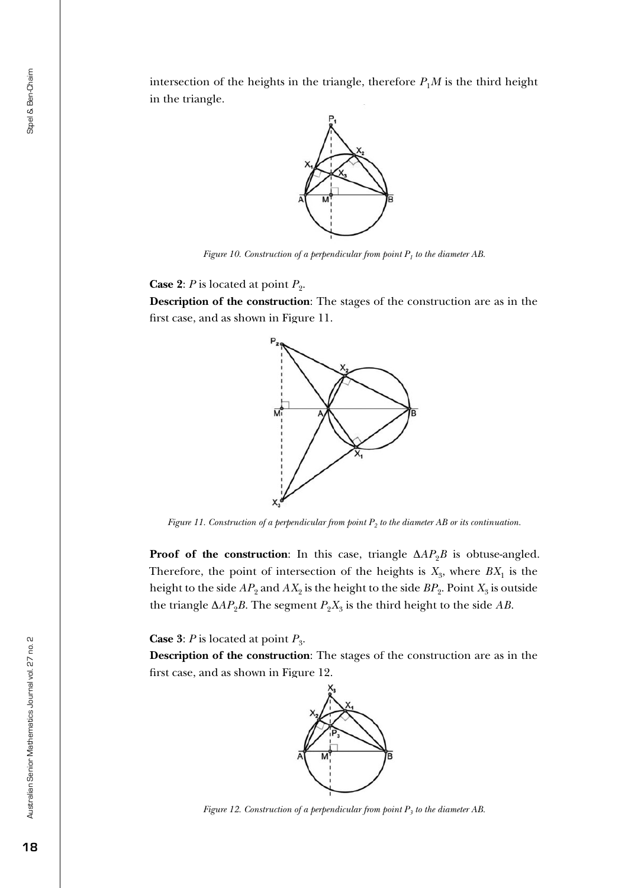intersection of the heights in the triangle, therefore $P_1M$ is the third height in the triangle.

*Figure 10. Construction of a perpendicular from point $P_1$ to the diameter AB.*

**Case 2**: $P$ is located at point $P_2$.

**Description of the construction**: The stages of the construction are as in the first case, and as shown in Figure 11.

*Figure 11. Construction of a perpendicular from point $P_2$ to the diameter AB or its continuation.*

**Proof of the construction**: In this case, triangle $\Delta AP_2B$ is obtuse-angled. Therefore, the point of intersection of the heights is $X_3$, where $BX_1$ is the height to the side $AP_2$ and $AX_2$ is the height to the side $BP_2$. Point $X_3$ is outside the triangle $\Delta AP_2B$. The segment $P_2X_3$ is the third height to the side $AB$.

**Case 3**: $P$ is located at point $P_3$.

**Description of the construction**: The stages of the construction are as in the first case, and as shown in Figure 12.

*Figure 12. Construction of a perpendicular from point $P_3$ to the diameter AB.*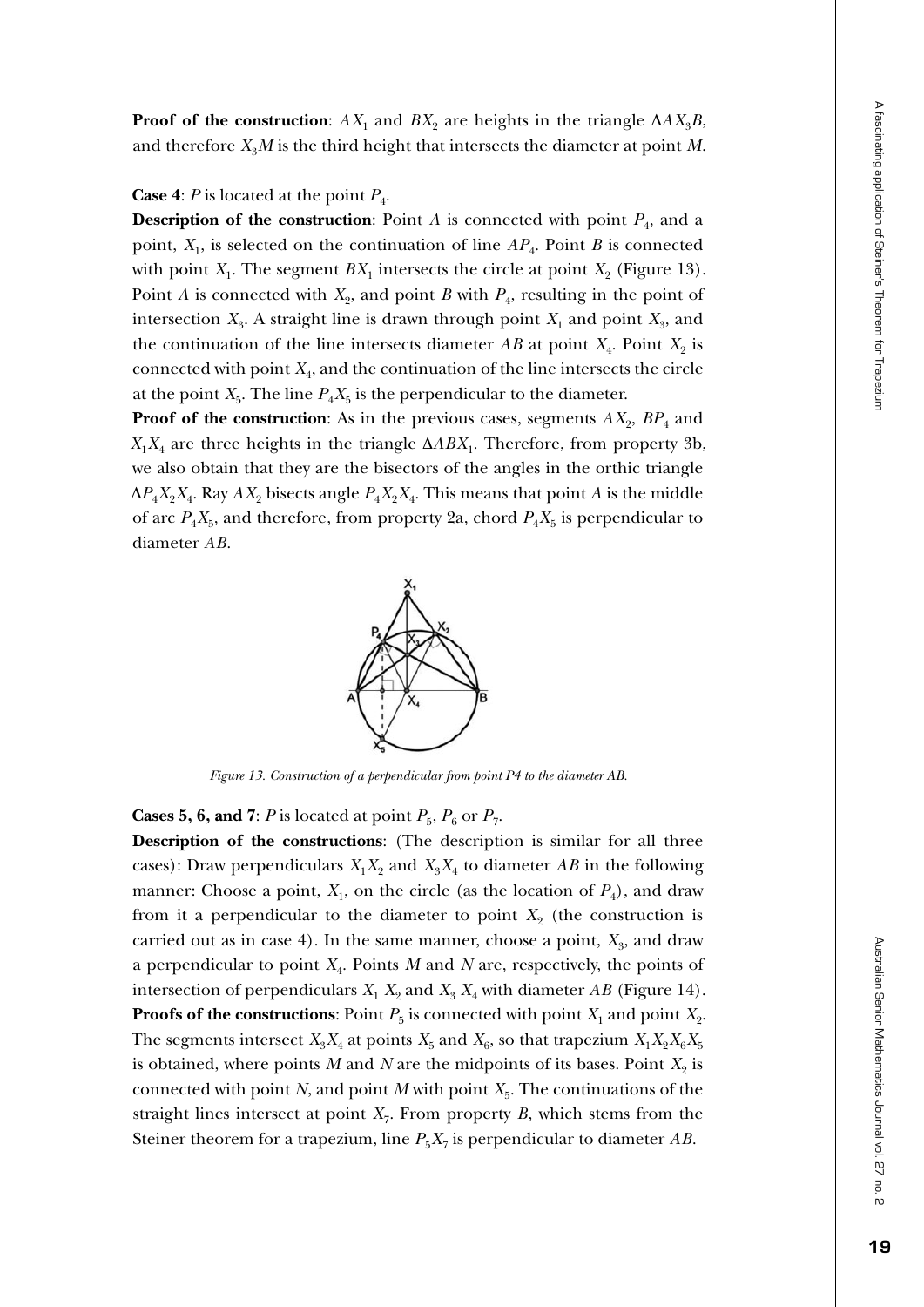**Proof of the construction**: $AX_1$ and $BX_2$ are heights in the triangle $\Delta AX_3B$, and therefore $X_3M$ is the third height that intersects the diameter at point $M$.

**Case 4**: $P$ is located at the point $P_4$.

**Description of the construction**: Point $A$ is connected with point $P_4$, and a point, $X_1$, is selected on the continuation of line $AP_4$. Point $B$ is connected with point $X_1$. The segment $BX_1$ intersects the circle at point $X_2$ (Figure 13). Point $A$ is connected with $X_2$, and point $B$ with $P_4$, resulting in the point of intersection $X_3$. A straight line is drawn through point $X_1$ and point $X_3$, and the continuation of the line intersects diameter $AB$ at point $X_4$. Point $X_2$ is connected with point $X_4$, and the continuation of the line intersects the circle at the point $X_5$. The line $P_4X_5$ is the perpendicular to the diameter.

**Proof of the construction**: As in the previous cases, segments $AX_2$, $BP_4$ and $X_1X_4$ are three heights in the triangle $\Delta ABX_1$. Therefore, from property 3b, we also obtain that they are the bisectors of the angles in the orthic triangle $\Delta P_4X_2X_4$. Ray $AX_2$ bisects angle $P_4X_2X_4$. This means that point $A$ is the middle of arc $P_4X_5$, and therefore, from property 2a, chord $P_4X_5$ is perpendicular to diameter $AB$.

*Figure 13. Construction of a perpendicular from point P4 to the diameter AB.*

**Cases 5, 6, and 7**: $P$ is located at point $P_5$, $P_6$ or $P_7$.

**Description of the constructions**: (The description is similar for all three cases): Draw perpendiculars $X_1X_2$ and $X_3X_4$ to diameter $AB$ in the following manner: Choose a point, $X_1$, on the circle (as the location of $P_4$), and draw from it a perpendicular to the diameter to point $X_2$ (the construction is carried out as in case 4). In the same manner, choose a point, $X_3$, and draw a perpendicular to point $X_4$. Points $M$ and $N$ are, respectively, the points of intersection of perpendiculars $X_1X_2$ and $X_3X_4$ with diameter $AB$ (Figure 14).

**Proofs of the constructions**: Point $P_5$ is connected with point $X_1$ and point $X_2$. The segments intersect $X_3X_4$ at points $X_5$ and $X_6$, so that trapezium $X_1X_2X_6X_5$ is obtained, where points $M$ and $N$ are the midpoints of its bases. Point $X_2$ is connected with point $N$, and point $M$ with point $X_5$. The continuations of the straight lines intersect at point $X_7$. From property $B$, which stems from the Steiner theorem for a trapezium, line $P_5X_7$ is perpendicular to diameter $AB$.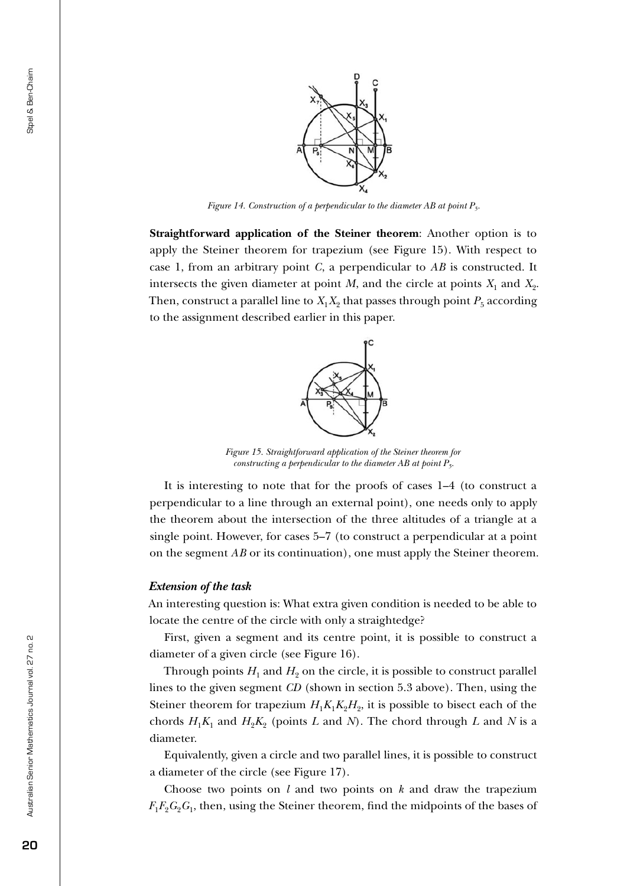*Figure 14. Construction of a perpendicular to the diameter AB at point $P_5$.*

**Straightforward application of the Steiner theorem**: Another option is to apply the Steiner theorem for trapezium (see Figure 15). With respect to case 1, from an arbitrary point $C$, a perpendicular to $AB$ is constructed. It intersects the given diameter at point $M$, and the circle at points $X_1$ and $X_2$. Then, construct a parallel line to $X_1X_2$ that passes through point $P_5$ according to the assignment described earlier in this paper.

*Figure 15. Straightforward application of the Steiner theorem for constructing a perpendicular to the diameter AB at point $P_5$.*

It is interesting to note that for the proofs of cases 1–4 (to construct a perpendicular to a line through an external point), one needs only to apply the theorem about the intersection of the three altitudes of a triangle at a single point. However, for cases 5–7 (to construct a perpendicular at a point on the segment $AB$ or its continuation), one must apply the Steiner theorem.

### *Extension of the task*

An interesting question is: What extra given condition is needed to be able to locate the centre of the circle with only a straightedge?

First, given a segment and its centre point, it is possible to construct a diameter of a given circle (see Figure 16).

Through points $H_1$ and $H_2$ on the circle, it is possible to construct parallel lines to the given segment $CD$ (shown in section 5.3 above). Then, using the Steiner theorem for trapezium $H_1K_1K_2H_2$, it is possible to bisect each of the chords $H_1K_1$ and $H_2K_2$ (points $L$ and $N$). The chord through $L$ and $N$ is a diameter.

Equivalently, given a circle and two parallel lines, it is possible to construct a diameter of the circle (see Figure 17).

Choose two points on $l$ and two points on $k$ and draw the trapezium $F_1F_2G_2G_1$, then, using the Steiner theorem, find the midpoints of the bases of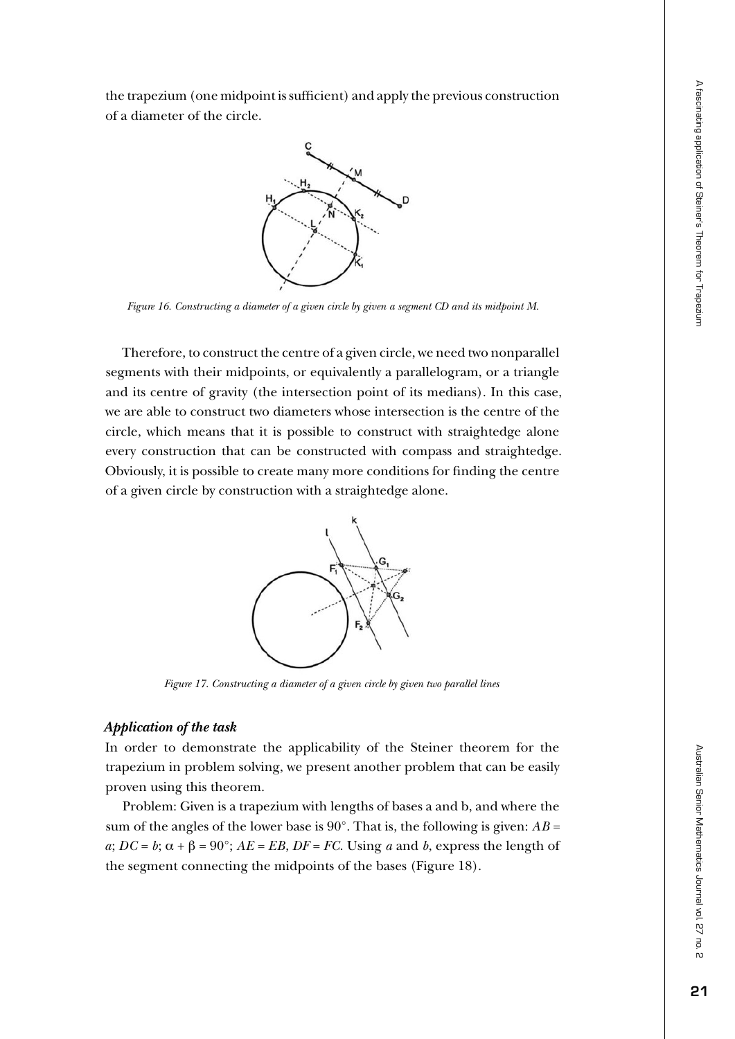the trapezium (one midpoint is sufficient) and apply the previous construction of a diameter of the circle.

*Figure 16. Constructing a diameter of a given circle by given a segment CD and its midpoint M.*

Therefore, to construct the centre of a given circle, we need two nonparallel segments with their midpoints, or equivalently a parallelogram, or a triangle and its centre of gravity (the intersection point of its medians). In this case, we are able to construct two diameters whose intersection is the centre of the circle, which means that it is possible to construct with straightedge alone every construction that can be constructed with compass and straightedge. Obviously, it is possible to create many more conditions for finding the centre of a given circle by construction with a straightedge alone.

*Figure 17. Constructing a diameter of a given circle by given two parallel lines*

### *Application of the task*

In order to demonstrate the applicability of the Steiner theorem for the trapezium in problem solving, we present another problem that can be easily proven using this theorem.

Problem: Given is a trapezium with lengths of bases a and b, and where the sum of the angles of the lower base is 90°. That is, the following is given: $AB = a$; $DC = b$; $\alpha + \beta = 90°$; $AE = EB$, $DF = FC$. Using $a$ and $b$, express the length of the segment connecting the midpoints of the bases (Figure 18).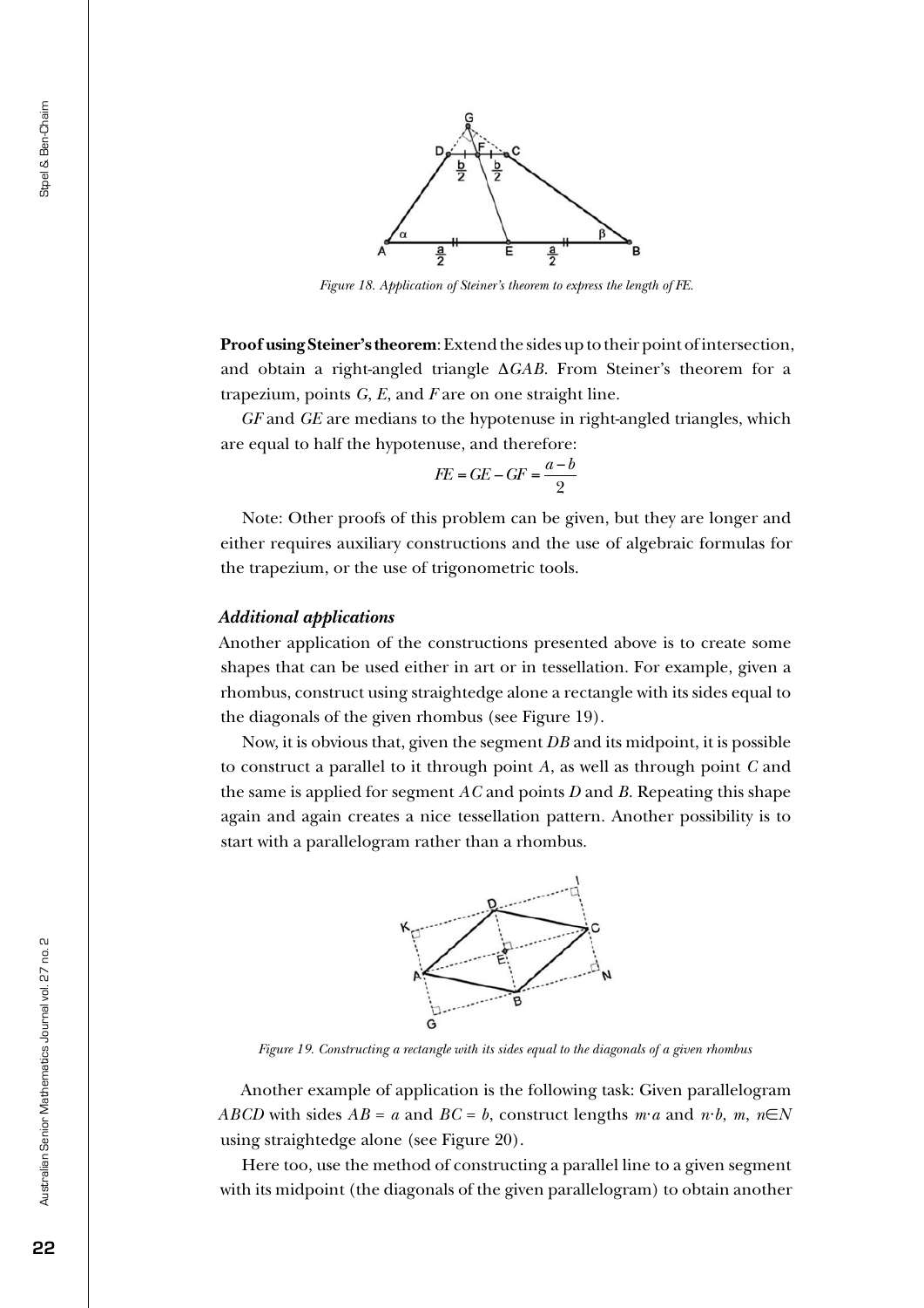*Figure 18. Application of Steiner's theorem to express the length of FE.*

**Proof using Steiner's theorem**: Extend the sides up to their point of intersection, and obtain a right-angled triangle $\Delta GAB$. From Steiner's theorem for a trapezium, points $G$, $E$, and $F$ are on one straight line.

$GF$ and $GE$ are medians to the hypotenuse in right-angled triangles, which are equal to half the hypotenuse, and therefore:

$$FE = GE - GF = \frac{a-b}{2}$$

Note: Other proofs of this problem can be given, but they are longer and either requires auxiliary constructions and the use of algebraic formulas for the trapezium, or the use of trigonometric tools.

### *Additional applications*

Another application of the constructions presented above is to create some shapes that can be used either in art or in tessellation. For example, given a rhombus, construct using straightedge alone a rectangle with its sides equal to the diagonals of the given rhombus (see Figure 19).

Now, it is obvious that, given the segment $DB$ and its midpoint, it is possible to construct a parallel to it through point $A$, as well as through point $C$ and the same is applied for segment $AC$ and points $D$ and $B$. Repeating this shape again and again creates a nice tessellation pattern. Another possibility is to start with a parallelogram rather than a rhombus.

*Figure 19. Constructing a rectangle with its sides equal to the diagonals of a given rhombus*

Another example of application is the following task: Given parallelogram $ABCD$ with sides $AB = a$ and $BC = b$, construct lengths $m \cdot a$ and $n \cdot b$, $m, n \in N$ using straightedge alone (see Figure 20).

Here too, use the method of constructing a parallel line to a given segment with its midpoint (the diagonals of the given parallelogram) to obtain another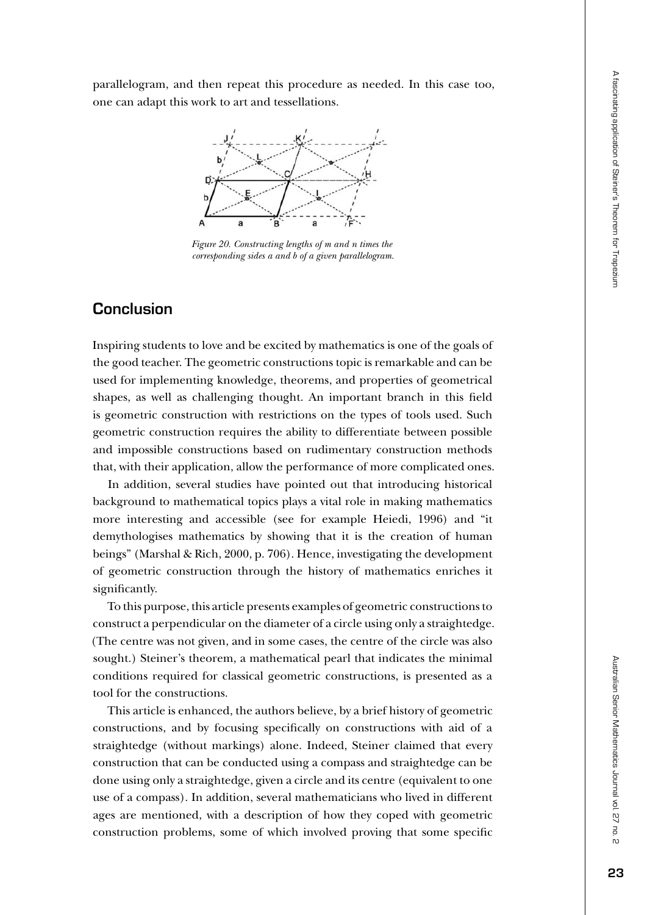parallelogram, and then repeat this procedure as needed. In this case too, one can adapt this work to art and tessellations.

*Figure 20. Constructing lengths of m and n times the corresponding sides a and b of a given parallelogram.*

## Conclusion

Inspiring students to love and be excited by mathematics is one of the goals of the good teacher. The geometric constructions topic is remarkable and can be used for implementing knowledge, theorems, and properties of geometrical shapes, as well as challenging thought. An important branch in this field is geometric construction with restrictions on the types of tools used. Such geometric construction requires the ability to differentiate between possible and impossible constructions based on rudimentary construction methods that, with their application, allow the performance of more complicated ones.

In addition, several studies have pointed out that introducing historical background to mathematical topics plays a vital role in making mathematics more interesting and accessible (see for example Heiedi, 1996) and "it demythologises mathematics by showing that it is the creation of human beings" (Marshal & Rich, 2000, p. 706). Hence, investigating the development of geometric construction through the history of mathematics enriches it significantly.

To this purpose, this article presents examples of geometric constructions to construct a perpendicular on the diameter of a circle using only a straightedge. (The centre was not given, and in some cases, the centre of the circle was also sought.) Steiner's theorem, a mathematical pearl that indicates the minimal conditions required for classical geometric constructions, is presented as a tool for the constructions.

This article is enhanced, the authors believe, by a brief history of geometric constructions, and by focusing specifically on constructions with aid of a straightedge (without markings) alone. Indeed, Steiner claimed that every construction that can be conducted using a compass and straightedge can be done using only a straightedge, given a circle and its centre (equivalent to one use of a compass). In addition, several mathematicians who lived in different ages are mentioned, with a description of how they coped with geometric construction problems, some of which involved proving that some specific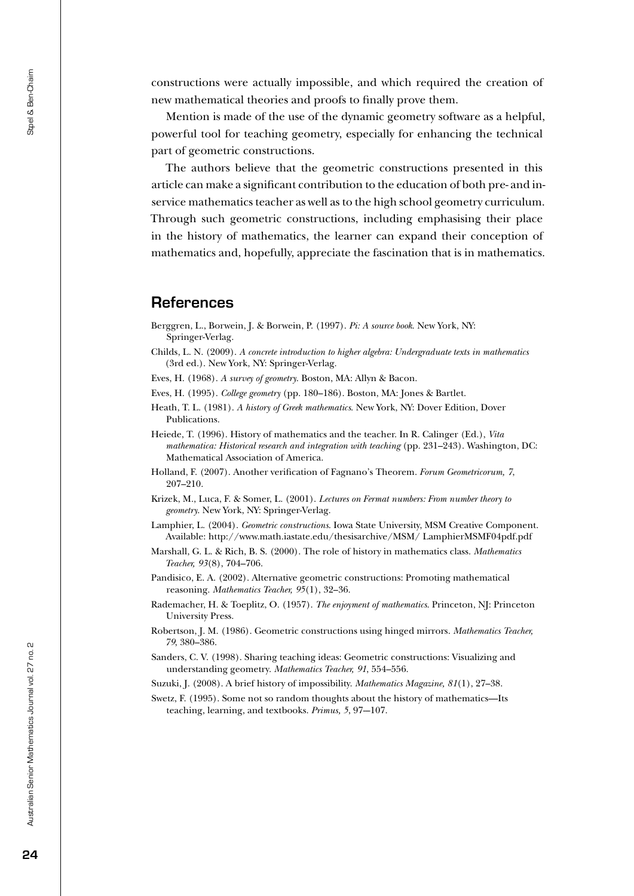constructions were actually impossible, and which required the creation of new mathematical theories and proofs to finally prove them.

Mention is made of the use of the dynamic geometry software as a helpful, powerful tool for teaching geometry, especially for enhancing the technical part of geometric constructions.

The authors believe that the geometric constructions presented in this article can make a significant contribution to the education of both pre- and in-service mathematics teacher as well as to the high school geometry curriculum. Through such geometric constructions, including emphasising their place in the history of mathematics, the learner can expand their conception of mathematics and, hopefully, appreciate the fascination that is in mathematics.

## References

Berggren, L., Borwein, J. & Borwein, P. (1997). *Pi: A source book.* New York, NY: Springer-Verlag.

Childs, L. N. (2009). *A concrete introduction to higher algebra: Undergraduate texts in mathematics* (3rd ed.). New York, NY: Springer-Verlag.

Eves, H. (1968). *A survey of geometry.* Boston, MA: Allyn & Bacon.

Eves, H. (1995). *College geometry* (pp. 180–186). Boston, MA: Jones & Bartlet.

Heath, T. L. (1981). *A history of Greek mathematics.* New York, NY: Dover Edition, Dover Publications.

Heiede, T. (1996). History of mathematics and the teacher. In R. Calinger (Ed.), *Vita mathematica: Historical research and integration with teaching* (pp. 231–243). Washington, DC: Mathematical Association of America.

Holland, F. (2007). Another verification of Fagnano's Theorem. *Forum Geometricorum, 7*, 207–210.

Krizek, M., Luca, F. & Somer, L. (2001). *Lectures on Fermat numbers: From number theory to geometry.* New York, NY: Springer-Verlag.

Lamphier, L. (2004). *Geometric constructions.* Iowa State University, MSM Creative Component. Available: http://www.math.iastate.edu/thesisarchive/MSM/ LamphierMSMF04pdf.pdf

Marshall, G. L. & Rich, B. S. (2000). The role of history in mathematics class. *Mathematics Teacher, 93*(8), 704–706.

Pandisico, E. A. (2002). Alternative geometric constructions: Promoting mathematical reasoning. *Mathematics Teacher, 95*(1), 32–36.

Rademacher, H. & Toeplitz, O. (1957). *The enjoyment of mathematics.* Princeton, NJ: Princeton University Press.

Robertson, J. M. (1986). Geometric constructions using hinged mirrors. *Mathematics Teacher, 79*, 380–386.

Sanders, C. V. (1998). Sharing teaching ideas: Geometric constructions: Visualizing and understanding geometry. *Mathematics Teacher, 91*, 554–556.

Suzuki, J. (2008). A brief history of impossibility. *Mathematics Magazine, 81*(1), 27–38.

Swetz, F. (1995). Some not so random thoughts about the history of mathematics—Its teaching, learning, and textbooks. *Primus, 5*, 97—107.